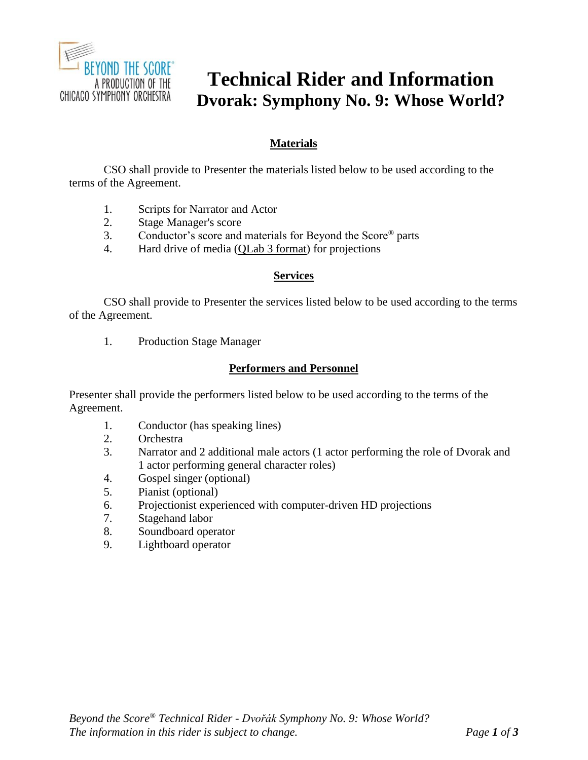BEYOND THE SCORE®
A PRODUCTION OF THE
CHICAGO SYMPHONY ORCHESTRA

# Technical Rider and Information
## Dvorak: Symphony No. 9: Whose World?

### Materials

CSO shall provide to Presenter the materials listed below to be used according to the terms of the Agreement.

1. Scripts for Narrator and Actor
2. Stage Manager's score
3. Conductor's score and materials for Beyond the Score® parts
4. Hard drive of media (QLab 3 format) for projections

### Services

CSO shall provide to Presenter the services listed below to be used according to the terms of the Agreement.

1. Production Stage Manager

### Performers and Personnel

Presenter shall provide the performers listed below to be used according to the terms of the Agreement.

1. Conductor (has speaking lines)
2. Orchestra
3. Narrator and 2 additional male actors (1 actor performing the role of Dvorak and 1 actor performing general character roles)
4. Gospel singer (optional)
5. Pianist (optional)
6. Projectionist experienced with computer-driven HD projections
7. Stagehand labor
8. Soundboard operator
9. Lightboard operator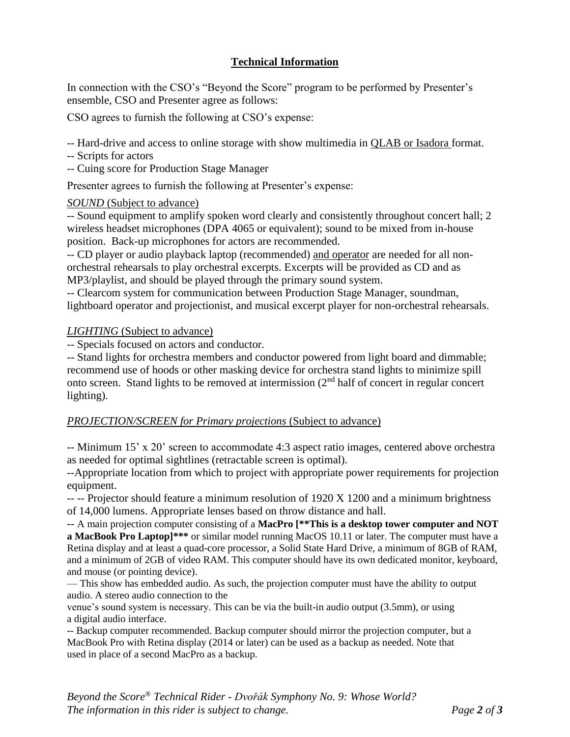## Technical Information

In connection with the CSO's "Beyond the Score" program to be performed by Presenter's ensemble, CSO and Presenter agree as follows:

CSO agrees to furnish the following at CSO's expense:

-- Hard-drive and access to online storage with show multimedia in QLAB or Isadora format.
-- Scripts for actors
-- Cuing score for Production Stage Manager

Presenter agrees to furnish the following at Presenter's expense:

*SOUND* (Subject to advance)

-- Sound equipment to amplify spoken word clearly and consistently throughout concert hall; 2 wireless headset microphones (DPA 4065 or equivalent); sound to be mixed from in-house position. Back-up microphones for actors are recommended.
-- CD player or audio playback laptop (recommended) and operator are needed for all non-orchestral rehearsals to play orchestral excerpts. Excerpts will be provided as CD and as MP3/playlist, and should be played through the primary sound system.
-- Clearcom system for communication between Production Stage Manager, soundman, lightboard operator and projectionist, and musical excerpt player for non-orchestral rehearsals.

*LIGHTING* (Subject to advance)

-- Specials focused on actors and conductor.
-- Stand lights for orchestra members and conductor powered from light board and dimmable; recommend use of hoods or other masking device for orchestra stand lights to minimize spill onto screen. Stand lights to be removed at intermission (2nd half of concert in regular concert lighting).

*PROJECTION/SCREEN for Primary projections* (Subject to advance)

-- Minimum 15' x 20' screen to accommodate 4:3 aspect ratio images, centered above orchestra as needed for optimal sightlines (retractable screen is optimal).
--Appropriate location from which to project with appropriate power requirements for projection equipment.
-- -- Projector should feature a minimum resolution of 1920 X 1200 and a minimum brightness of 14,000 lumens. Appropriate lenses based on throw distance and hall.
-- A main projection computer consisting of a **MacPro [**This is a desktop tower computer and NOT a MacBook Pro Laptop]***** or similar model running MacOS 10.11 or later. The computer must have a Retina display and at least a quad-core processor, a Solid State Hard Drive, a minimum of 8GB of RAM, and a minimum of 2GB of video RAM. This computer should have its own dedicated monitor, keyboard, and mouse (or pointing device).
— This show has embedded audio. As such, the projection computer must have the ability to output audio. A stereo audio connection to the venue's sound system is necessary. This can be via the built-in audio output (3.5mm), or using a digital audio interface.
-- Backup computer recommended. Backup computer should mirror the projection computer, but a MacBook Pro with Retina display (2014 or later) can be used as a backup as needed. Note that used in place of a second MacPro as a backup.

*Beyond the Score® Technical Rider - Dvořák Symphony No. 9: Whose World?*
*The information in this rider is subject to change.*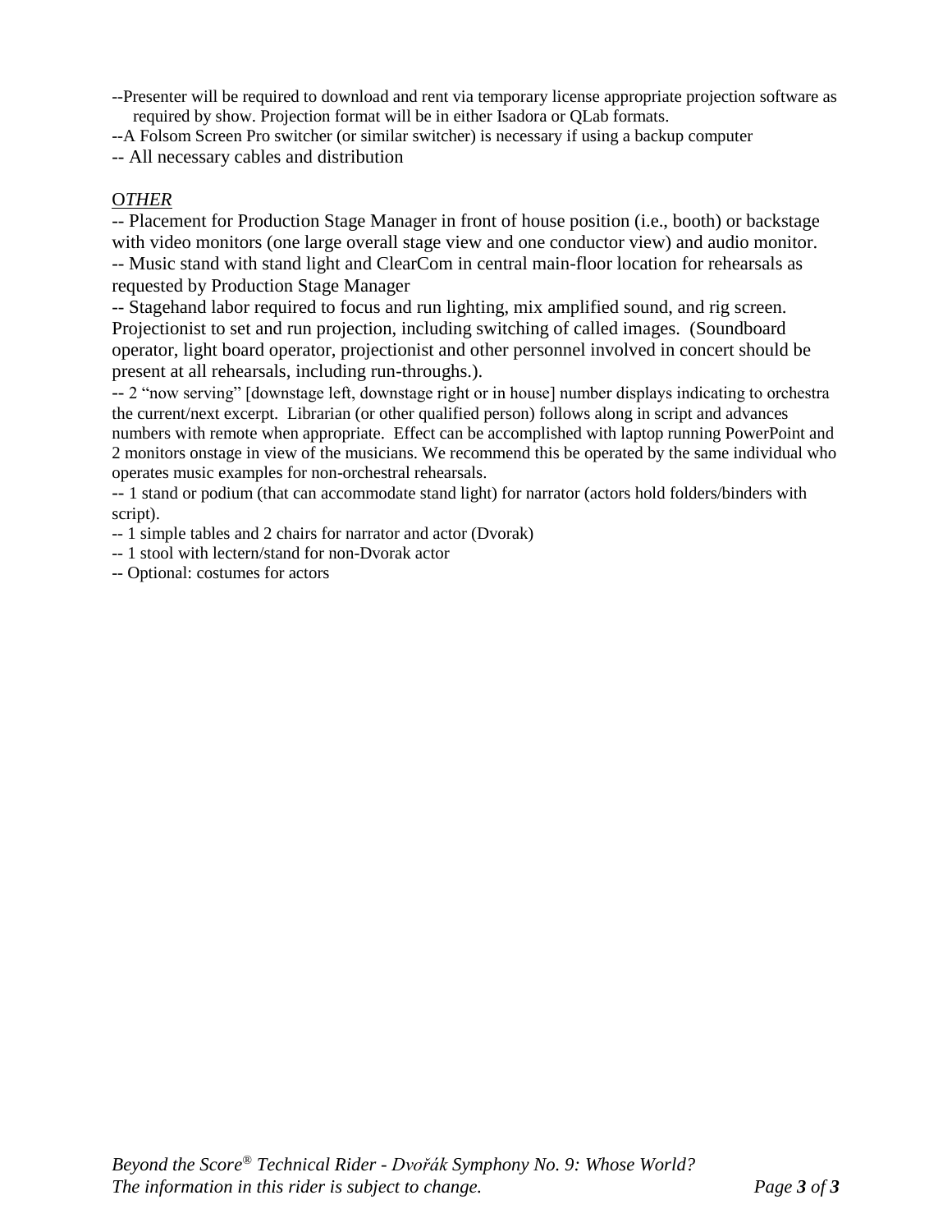--Presenter will be required to download and rent via temporary license appropriate projection software as required by show. Projection format will be in either Isadora or QLab formats.

--A Folsom Screen Pro switcher (or similar switcher) is necessary if using a backup computer

-- All necessary cables and distribution

<u>*OTHER*</u>

-- Placement for Production Stage Manager in front of house position (i.e., booth) or backstage with video monitors (one large overall stage view and one conductor view) and audio monitor.

-- Music stand with stand light and ClearCom in central main-floor location for rehearsals as requested by Production Stage Manager

-- Stagehand labor required to focus and run lighting, mix amplified sound, and rig screen. Projectionist to set and run projection, including switching of called images. (Soundboard operator, light board operator, projectionist and other personnel involved in concert should be present at all rehearsals, including run-throughs.).

-- 2 "now serving" [downstage left, downstage right or in house] number displays indicating to orchestra the current/next excerpt. Librarian (or other qualified person) follows along in script and advances numbers with remote when appropriate. Effect can be accomplished with laptop running PowerPoint and 2 monitors onstage in view of the musicians. We recommend this be operated by the same individual who operates music examples for non-orchestral rehearsals.

-- 1 stand or podium (that can accommodate stand light) for narrator (actors hold folders/binders with script).

-- 1 simple tables and 2 chairs for narrator and actor (Dvorak)

-- 1 stool with lectern/stand for non-Dvorak actor

-- Optional: costumes for actors